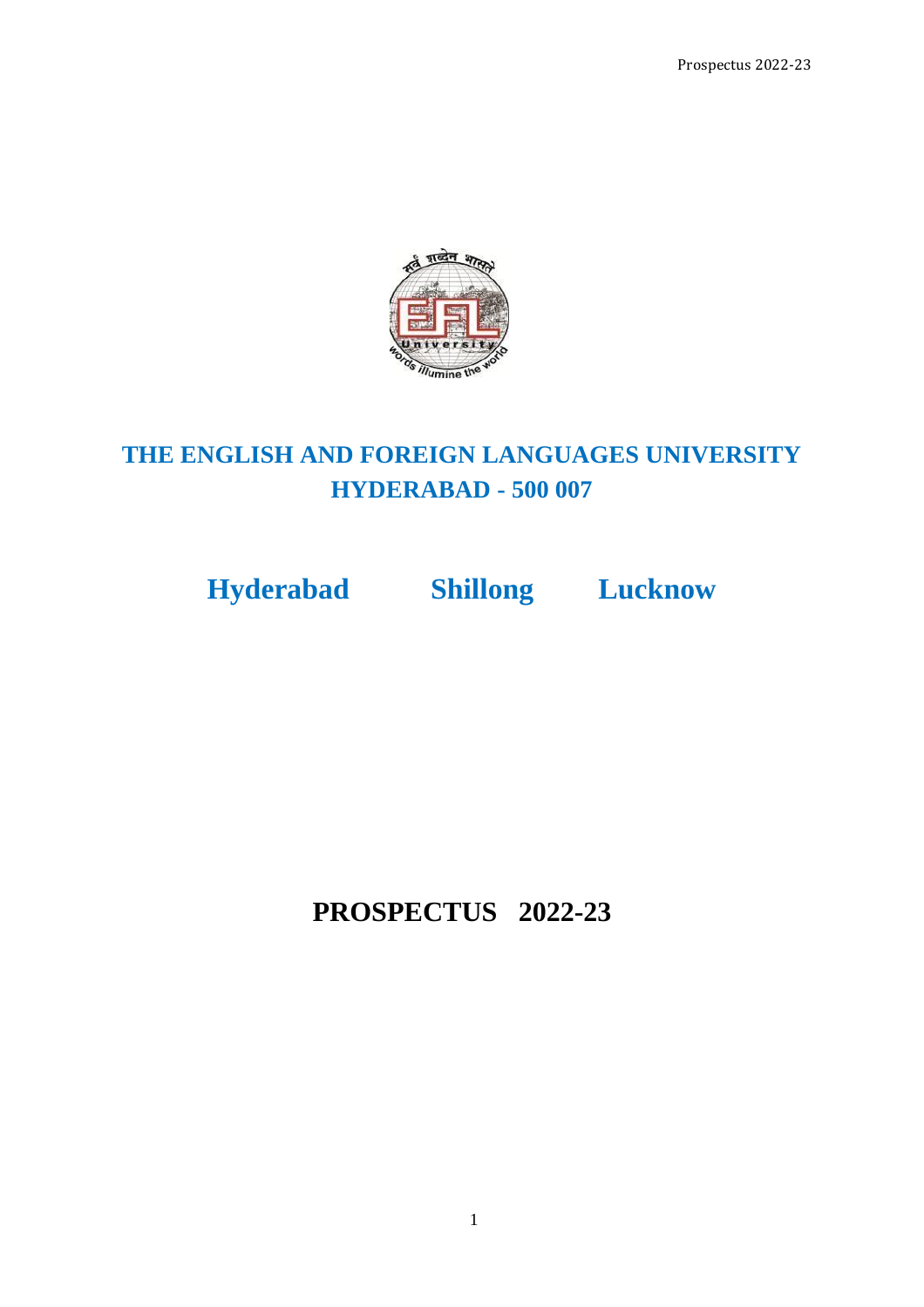# THE ENGLISH AND FOREIGN LANGUAGES UNIVERSITY
## HYDERABAD - 500 007

**Hyderabad Shillong Lucknow**

# PROSPECTUS 2022-23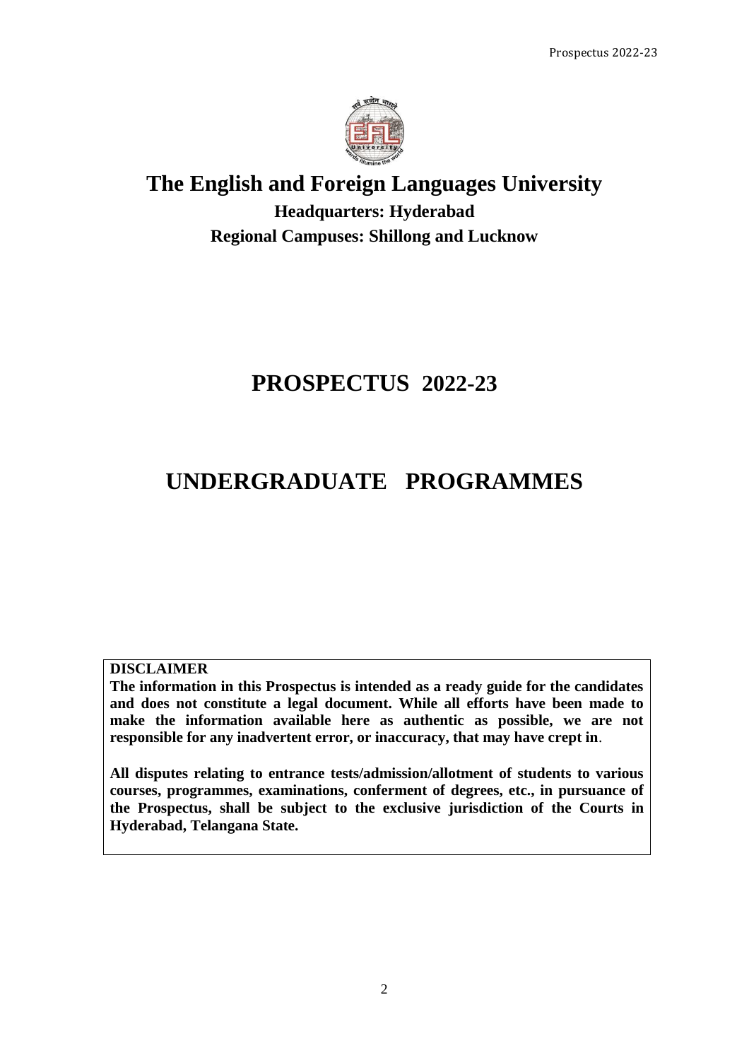# The English and Foreign Languages University

## Headquarters: Hyderabad

## Regional Campuses: Shillong and Lucknow

# PROSPECTUS 2022-23

# UNDERGRADUATE PROGRAMMES

**DISCLAIMER**

**The information in this Prospectus is intended as a ready guide for the candidates and does not constitute a legal document. While all efforts have been made to make the information available here as authentic as possible, we are not responsible for any inadvertent error, or inaccuracy, that may have crept in**.

**All disputes relating to entrance tests/admission/allotment of students to various courses, programmes, examinations, conferment of degrees, etc., in pursuance of the Prospectus, shall be subject to the exclusive jurisdiction of the Courts in Hyderabad, Telangana State.**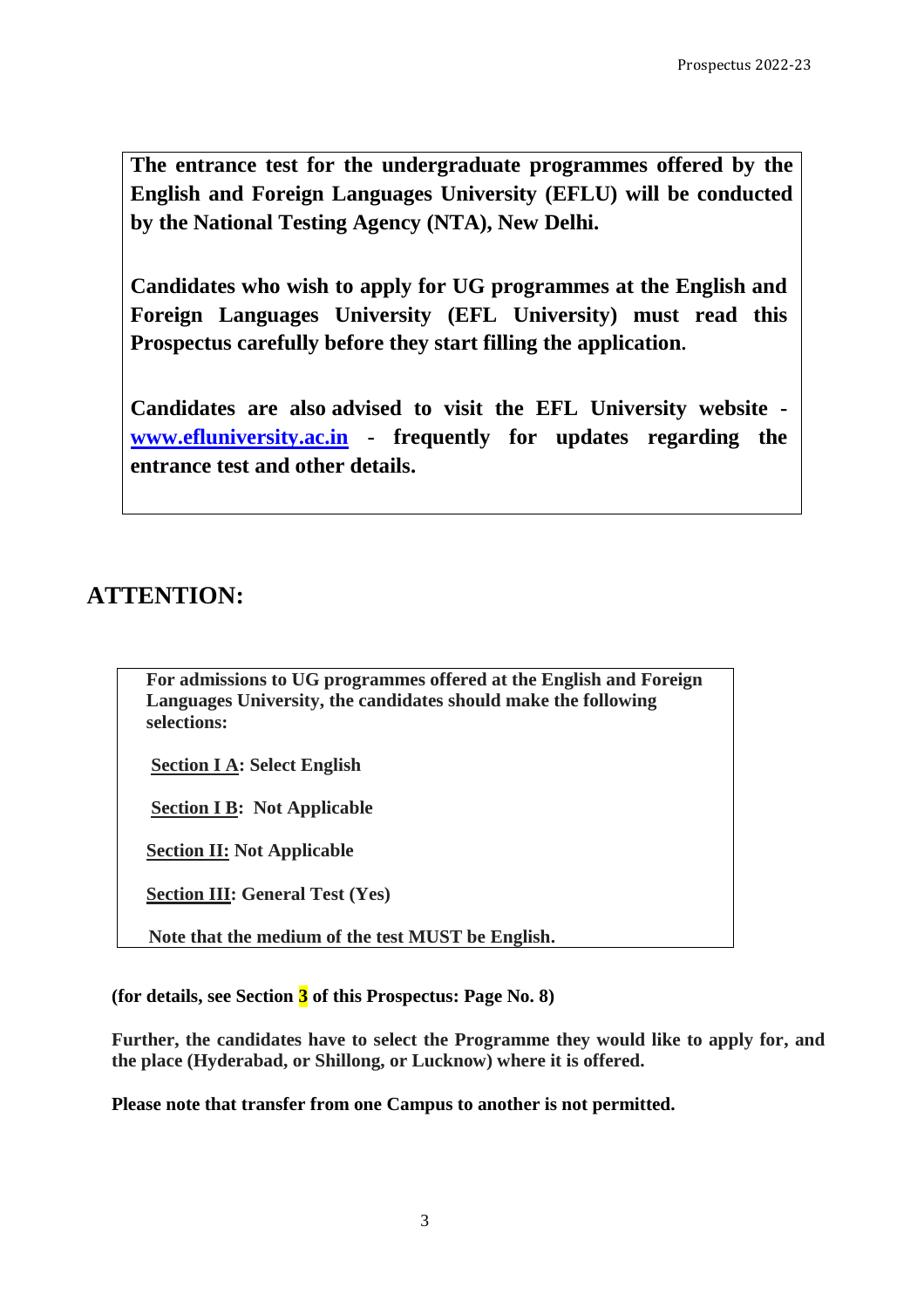**The entrance test for the undergraduate programmes offered by the English and Foreign Languages University (EFLU) will be conducted by the National Testing Agency (NTA), New Delhi.**

**Candidates who wish to apply for UG programmes at the English and Foreign Languages University (EFL University) must read this Prospectus carefully before they start filling the application.**

**Candidates are also advised to visit the EFL University website - [www.efluniversity.ac.in](http://www.efluniversity.ac.in) - frequently for updates regarding the entrance test and other details.**

## ATTENTION:

**For admissions to UG programmes offered at the English and Foreign Languages University, the candidates should make the following selections:**

**Section I A: Select English**

**Section I B: Not Applicable**

**Section II: Not Applicable**

**Section III: General Test (Yes)**

**Note that the medium of the test MUST be English.**

**(for details, see Section 3 of this Prospectus: Page No. 8)**

**Further, the candidates have to select the Programme they would like to apply for, and the place (Hyderabad, or Shillong, or Lucknow) where it is offered.**

**Please note that transfer from one Campus to another is not permitted.**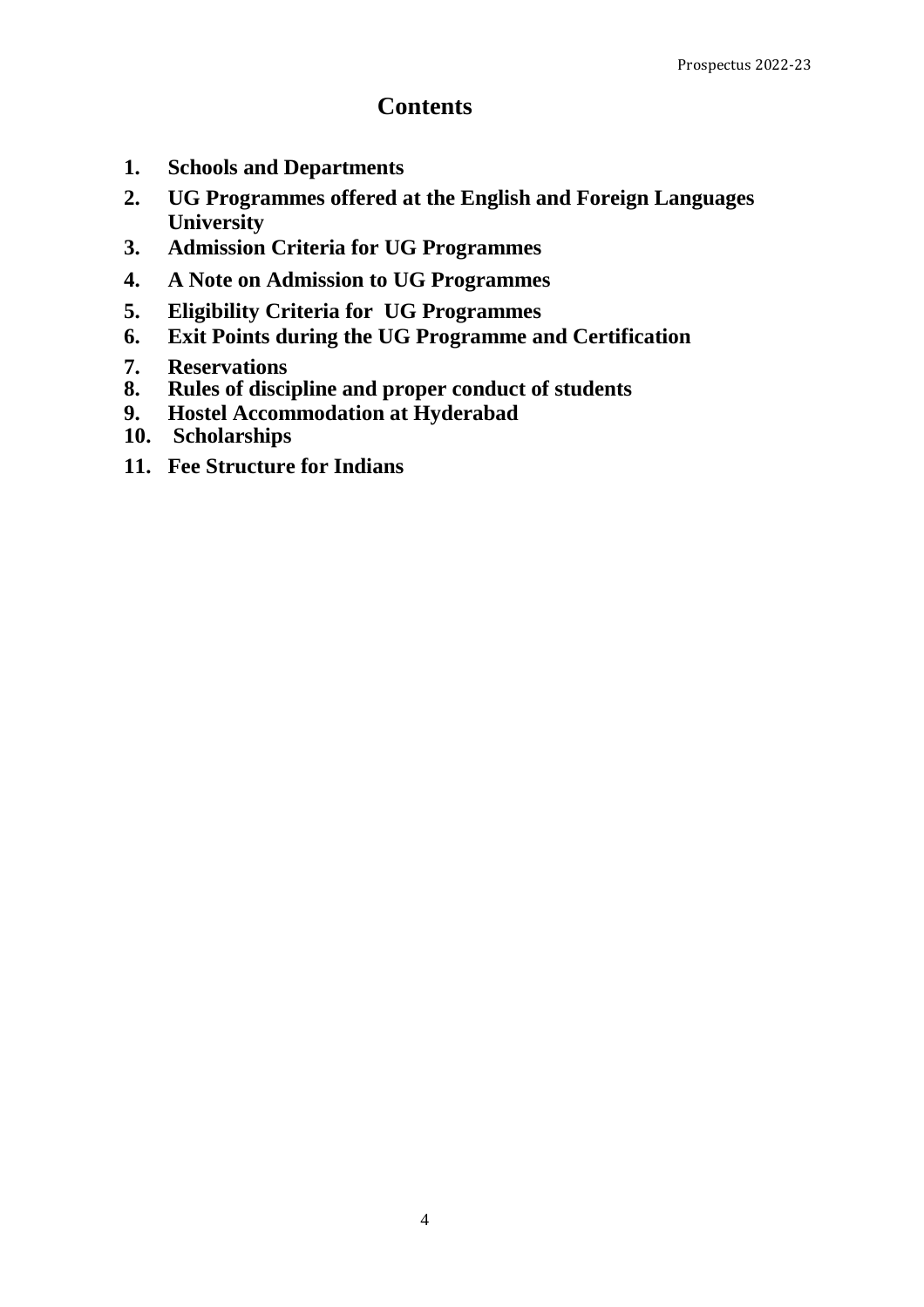# Contents

1. **Schools and Departments**
2. **UG Programmes offered at the English and Foreign Languages University**
3. **Admission Criteria for UG Programmes**
4. **A Note on Admission to UG Programmes**
5. **Eligibility Criteria for UG Programmes**
6. **Exit Points during the UG Programme and Certification**
7. **Reservations**
8. **Rules of discipline and proper conduct of students**
9. **Hostel Accommodation at Hyderabad**
10. **Scholarships**
11. **Fee Structure for Indians**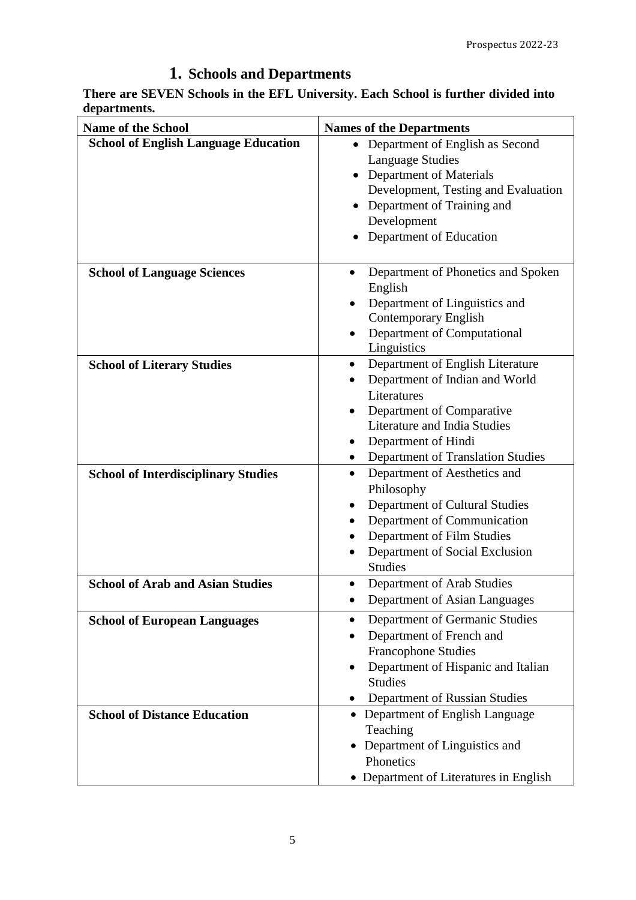# 1. Schools and Departments

**There are SEVEN Schools in the EFL University. Each School is further divided into departments.**

| Name of the School | Names of the Departments |
|---|---|
| **School of English Language Education** | • Department of English as Second Language Studies<br>• Department of Materials Development, Testing and Evaluation<br>• Department of Training and Development<br>• Department of Education |
| **School of Language Sciences** | • Department of Phonetics and Spoken English<br>• Department of Linguistics and Contemporary English<br>• Department of Computational Linguistics |
| **School of Literary Studies** | • Department of English Literature<br>• Department of Indian and World Literatures<br>• Department of Comparative Literature and India Studies<br>• Department of Hindi<br>• Department of Translation Studies |
| **School of Interdisciplinary Studies** | • Department of Aesthetics and Philosophy<br>• Department of Cultural Studies<br>• Department of Communication<br>• Department of Film Studies<br>• Department of Social Exclusion Studies |
| **School of Arab and Asian Studies** | • Department of Arab Studies<br>• Department of Asian Languages |
| **School of European Languages** | • Department of Germanic Studies<br>• Department of French and Francophone Studies<br>• Department of Hispanic and Italian Studies<br>• Department of Russian Studies |
| **School of Distance Education** | • Department of English Language Teaching<br>• Department of Linguistics and Phonetics<br>• Department of Literatures in English |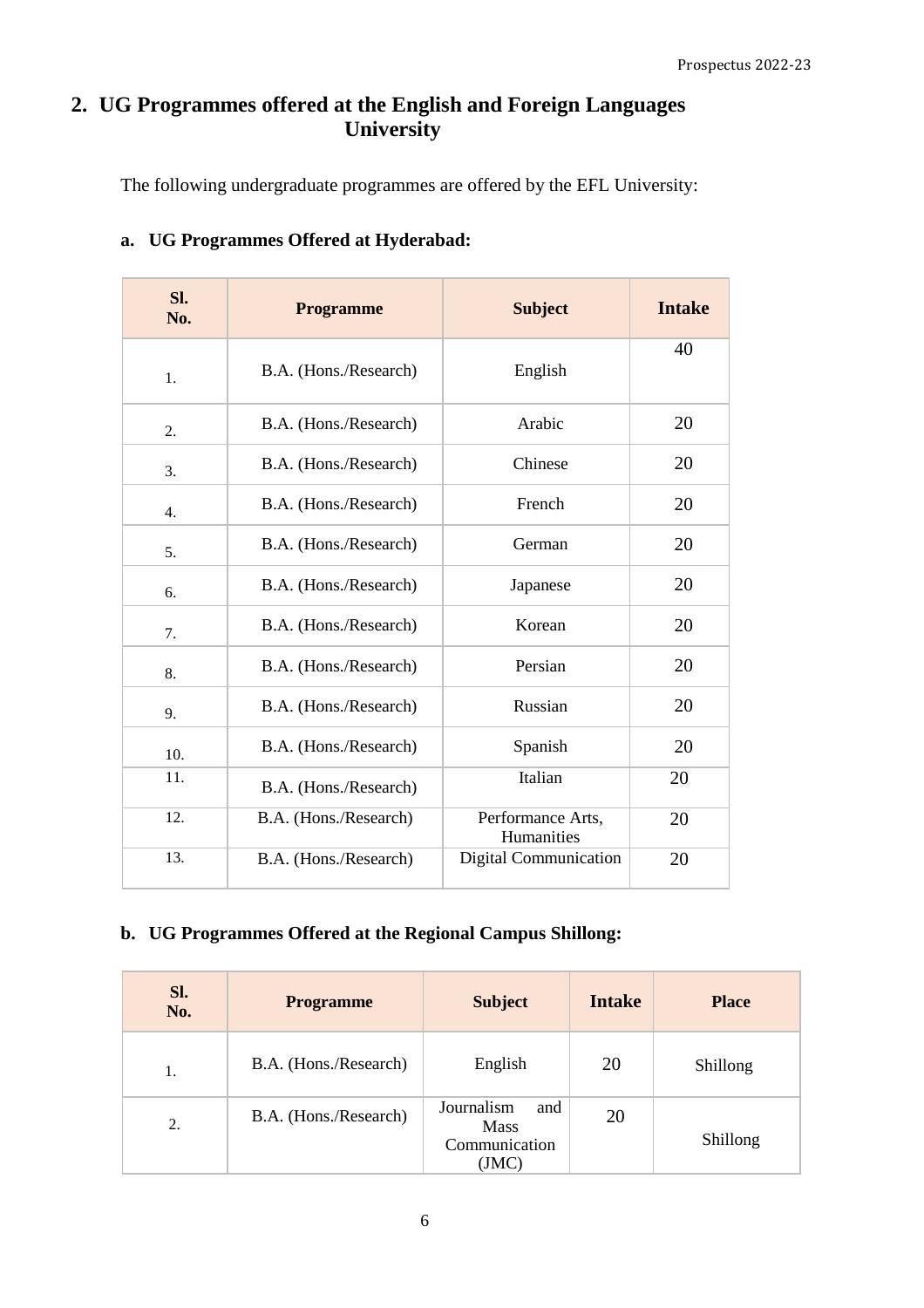## 2. UG Programmes offered at the English and Foreign Languages University

The following undergraduate programmes are offered by the EFL University:

### a. UG Programmes Offered at Hyderabad:

| Sl. No. | Programme | Subject | Intake |
|---|---|---|---|
| 1. | B.A. (Hons./Research) | English | 40 |
| 2. | B.A. (Hons./Research) | Arabic | 20 |
| 3. | B.A. (Hons./Research) | Chinese | 20 |
| 4. | B.A. (Hons./Research) | French | 20 |
| 5. | B.A. (Hons./Research) | German | 20 |
| 6. | B.A. (Hons./Research) | Japanese | 20 |
| 7. | B.A. (Hons./Research) | Korean | 20 |
| 8. | B.A. (Hons./Research) | Persian | 20 |
| 9. | B.A. (Hons./Research) | Russian | 20 |
| 10. | B.A. (Hons./Research) | Spanish | 20 |
| 11. | B.A. (Hons./Research) | Italian | 20 |
| 12. | B.A. (Hons./Research) | Performance Arts, Humanities | 20 |
| 13. | B.A. (Hons./Research) | Digital Communication | 20 |

### b. UG Programmes Offered at the Regional Campus Shillong:

| Sl. No. | Programme | Subject | Intake | Place |
|---|---|---|---|---|
| 1. | B.A. (Hons./Research) | English | 20 | Shillong |
| 2. | B.A. (Hons./Research) | Journalism and Mass Communication (JMC) | 20 | Shillong |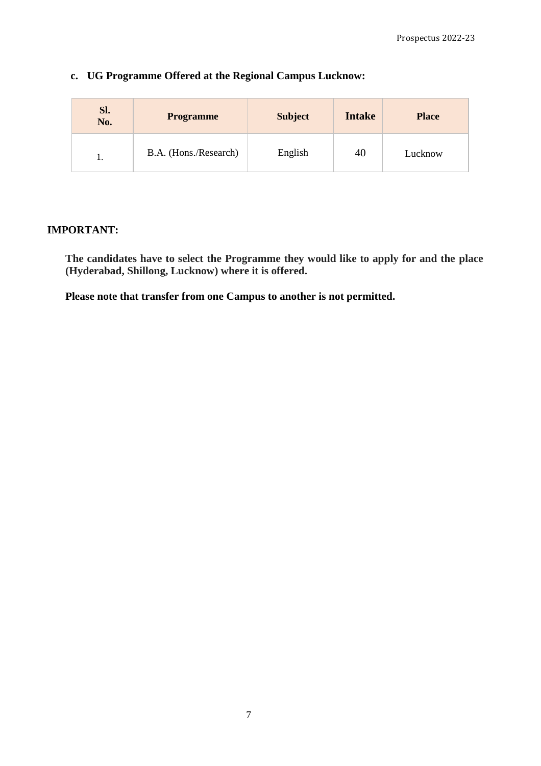### c. UG Programme Offered at the Regional Campus Lucknow:

| Sl. No. | Programme | Subject | Intake | Place |
|---|---|---|---|---|
| 1. | B.A. (Hons./Research) | English | 40 | Lucknow |

**IMPORTANT:**

**The candidates have to select the Programme they would like to apply for and the place (Hyderabad, Shillong, Lucknow) where it is offered.**

**Please note that transfer from one Campus to another is not permitted.**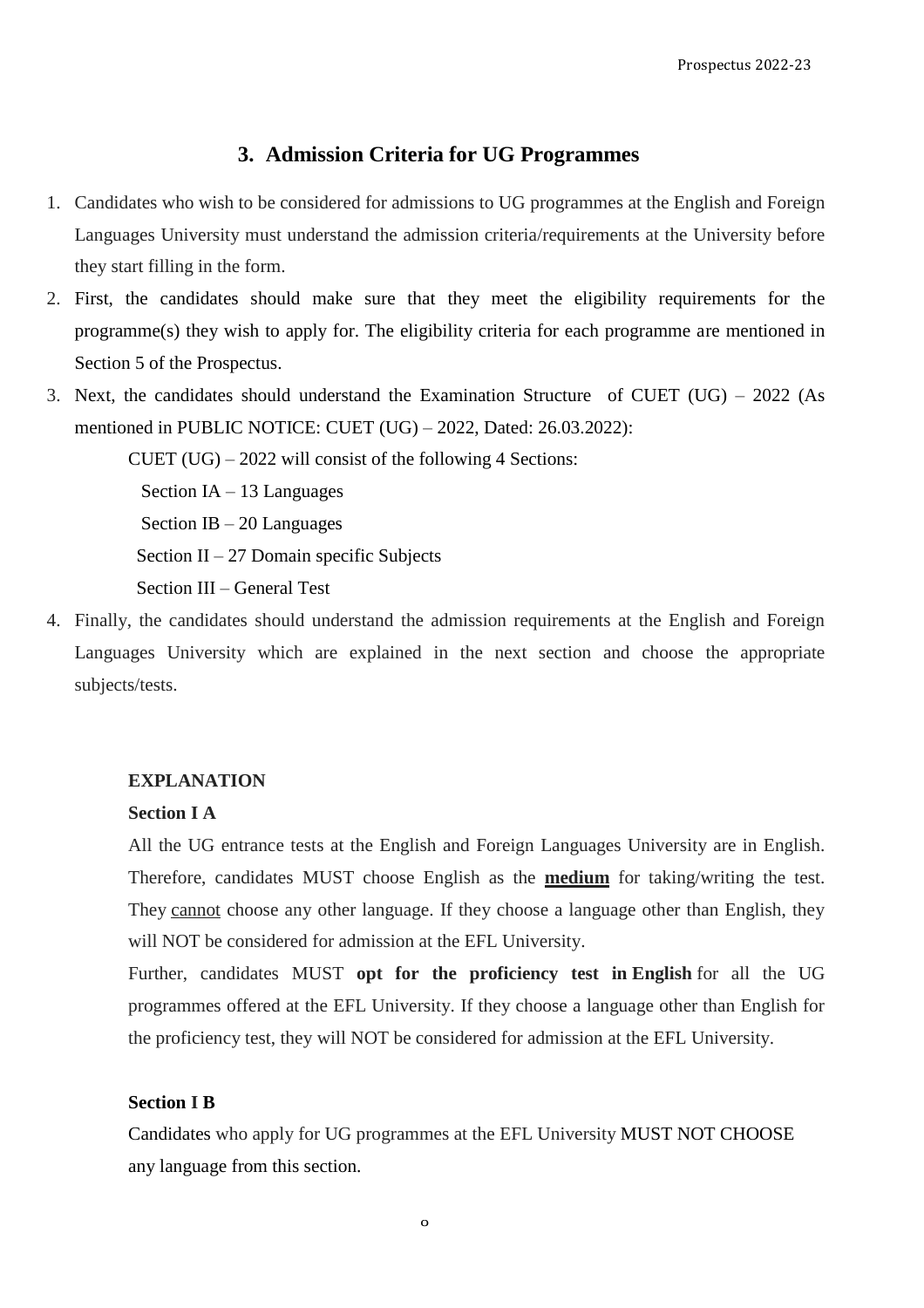## 3. Admission Criteria for UG Programmes

1. Candidates who wish to be considered for admissions to UG programmes at the English and Foreign Languages University must understand the admission criteria/requirements at the University before they start filling in the form.
2. First, the candidates should make sure that they meet the eligibility requirements for the programme(s) they wish to apply for. The eligibility criteria for each programme are mentioned in Section 5 of the Prospectus.
3. Next, the candidates should understand the Examination Structure of CUET (UG) – 2022 (As mentioned in PUBLIC NOTICE: CUET (UG) – 2022, Dated: 26.03.2022):

   CUET (UG) – 2022 will consist of the following 4 Sections:

   Section IA – 13 Languages

   Section IB – 20 Languages

   Section II – 27 Domain specific Subjects

   Section III – General Test
4. Finally, the candidates should understand the admission requirements at the English and Foreign Languages University which are explained in the next section and choose the appropriate subjects/tests.

**EXPLANATION**

**Section I A**

All the UG entrance tests at the English and Foreign Languages University are in English. Therefore, candidates MUST choose English as the **<u>medium</u>** for taking/writing the test. They <u>cannot</u> choose any other language. If they choose a language other than English, they will NOT be considered for admission at the EFL University.

Further, candidates MUST **opt for the proficiency test in English** for all the UG programmes offered at the EFL University. If they choose a language other than English for the proficiency test, they will NOT be considered for admission at the EFL University.

**Section I B**

Candidates who apply for UG programmes at the EFL University MUST NOT CHOOSE any language from this section.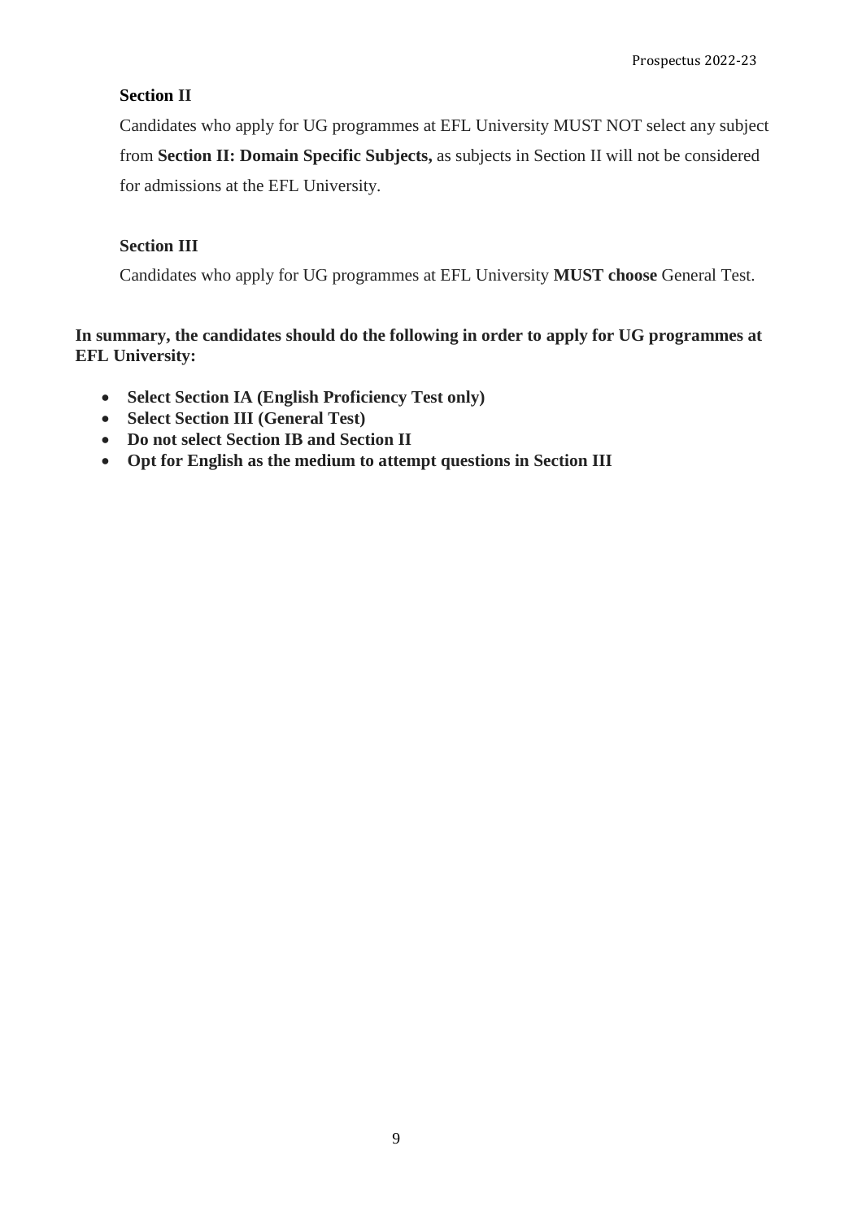**Section II**

Candidates who apply for UG programmes at EFL University MUST NOT select any subject from **Section II: Domain Specific Subjects,** as subjects in Section II will not be considered for admissions at the EFL University.

**Section III**

Candidates who apply for UG programmes at EFL University **MUST choose** General Test.

**In summary, the candidates should do the following in order to apply for UG programmes at EFL University:**

- **Select Section IA (English Proficiency Test only)**
- **Select Section III (General Test)**
- **Do not select Section IB and Section II**
- **Opt for English as the medium to attempt questions in Section III**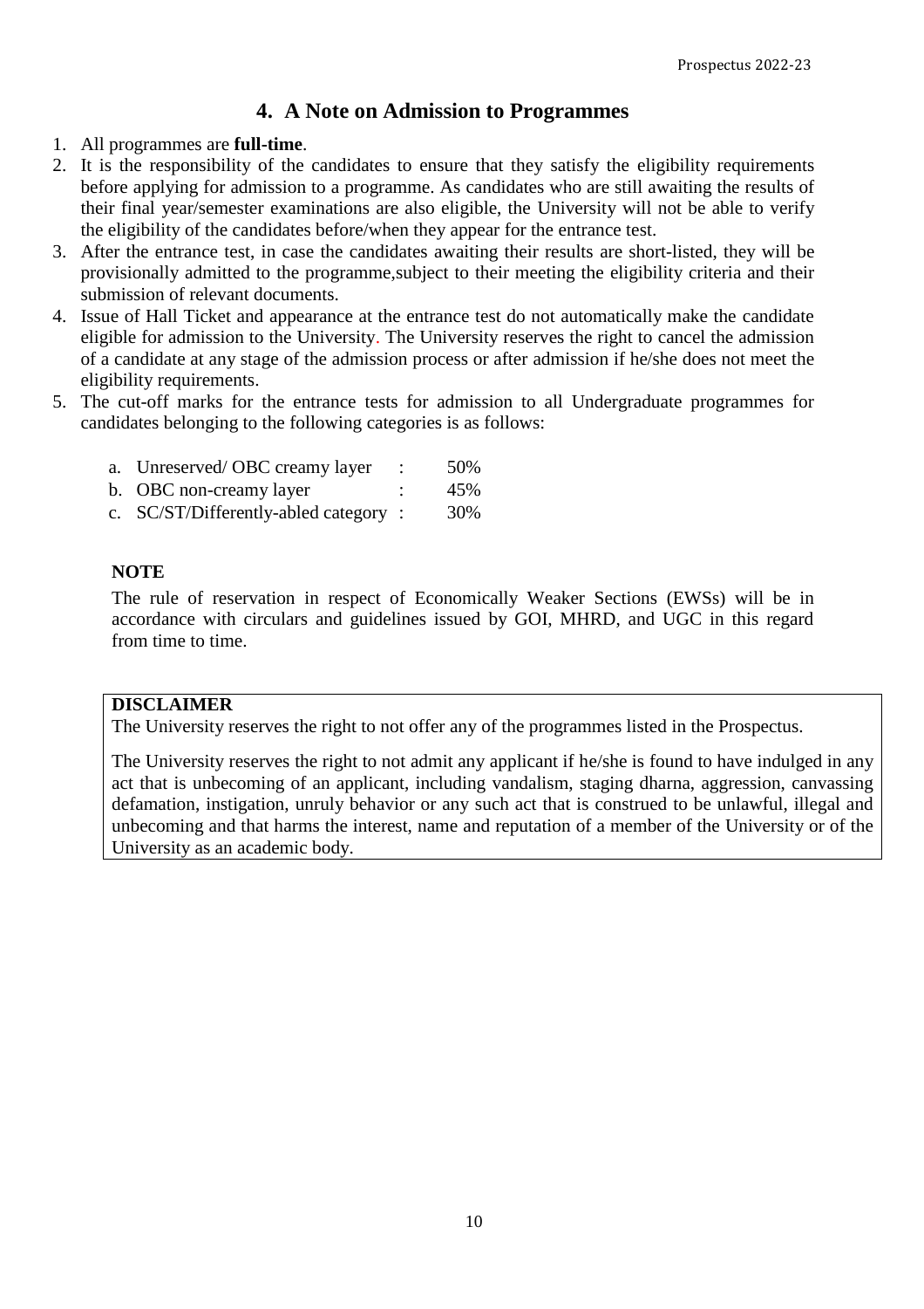## 4. A Note on Admission to Programmes

1. All programmes are **full-time**.
2. It is the responsibility of the candidates to ensure that they satisfy the eligibility requirements before applying for admission to a programme. As candidates who are still awaiting the results of their final year/semester examinations are also eligible, the University will not be able to verify the eligibility of the candidates before/when they appear for the entrance test.
3. After the entrance test, in case the candidates awaiting their results are short-listed, they will be provisionally admitted to the programme,subject to their meeting the eligibility criteria and their submission of relevant documents.
4. Issue of Hall Ticket and appearance at the entrance test do not automatically make the candidate eligible for admission to the University. The University reserves the right to cancel the admission of a candidate at any stage of the admission process or after admission if he/she does not meet the eligibility requirements.
5. The cut-off marks for the entrance tests for admission to all Undergraduate programmes for candidates belonging to the following categories is as follows:

   a. Unreserved/ OBC creamy layer : 50%
   b. OBC non-creamy layer : 45%
   c. SC/ST/Differently-abled category : 30%

**NOTE**

The rule of reservation in respect of Economically Weaker Sections (EWSs) will be in accordance with circulars and guidelines issued by GOI, MHRD, and UGC in this regard from time to time.

**DISCLAIMER**

The University reserves the right to not offer any of the programmes listed in the Prospectus.

The University reserves the right to not admit any applicant if he/she is found to have indulged in any act that is unbecoming of an applicant, including vandalism, staging dharna, aggression, canvassing defamation, instigation, unruly behavior or any such act that is construed to be unlawful, illegal and unbecoming and that harms the interest, name and reputation of a member of the University or of the University as an academic body.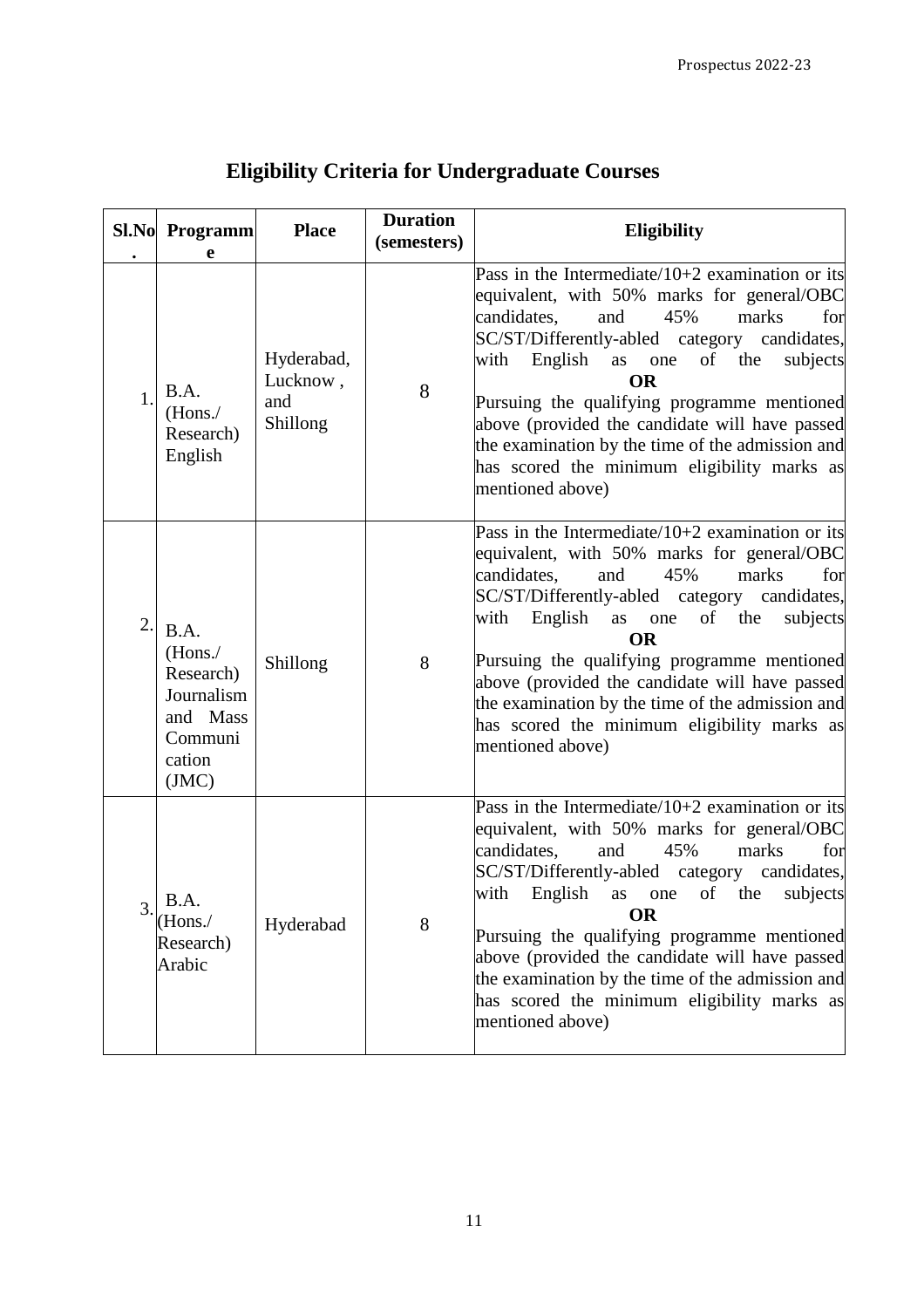# Eligibility Criteria for Undergraduate Courses

| Sl.No. | Programme | Place | Duration (semesters) | Eligibility |
|---|---|---|---|---|
| 1. | B.A. (Hons./ Research) English | Hyderabad, Lucknow , and Shillong | 8 | Pass in the Intermediate/10+2 examination or its equivalent, with 50% marks for general/OBC candidates, and 45% marks for SC/ST/Differently-abled category candidates, with English as one of the subjects **OR** Pursuing the qualifying programme mentioned above (provided the candidate will have passed the examination by the time of the admission and has scored the minimum eligibility marks as mentioned above) |
| 2. | B.A. (Hons./ Research) Journalism and Mass Communication (JMC) | Shillong | 8 | Pass in the Intermediate/10+2 examination or its equivalent, with 50% marks for general/OBC candidates, and 45% marks for SC/ST/Differently-abled category candidates, with English as one of the subjects **OR** Pursuing the qualifying programme mentioned above (provided the candidate will have passed the examination by the time of the admission and has scored the minimum eligibility marks as mentioned above) |
| 3. | B.A. (Hons./ Research) Arabic | Hyderabad | 8 | Pass in the Intermediate/10+2 examination or its equivalent, with 50% marks for general/OBC candidates, and 45% marks for SC/ST/Differently-abled category candidates, with English as one of the subjects **OR** Pursuing the qualifying programme mentioned above (provided the candidate will have passed the examination by the time of the admission and has scored the minimum eligibility marks as mentioned above) |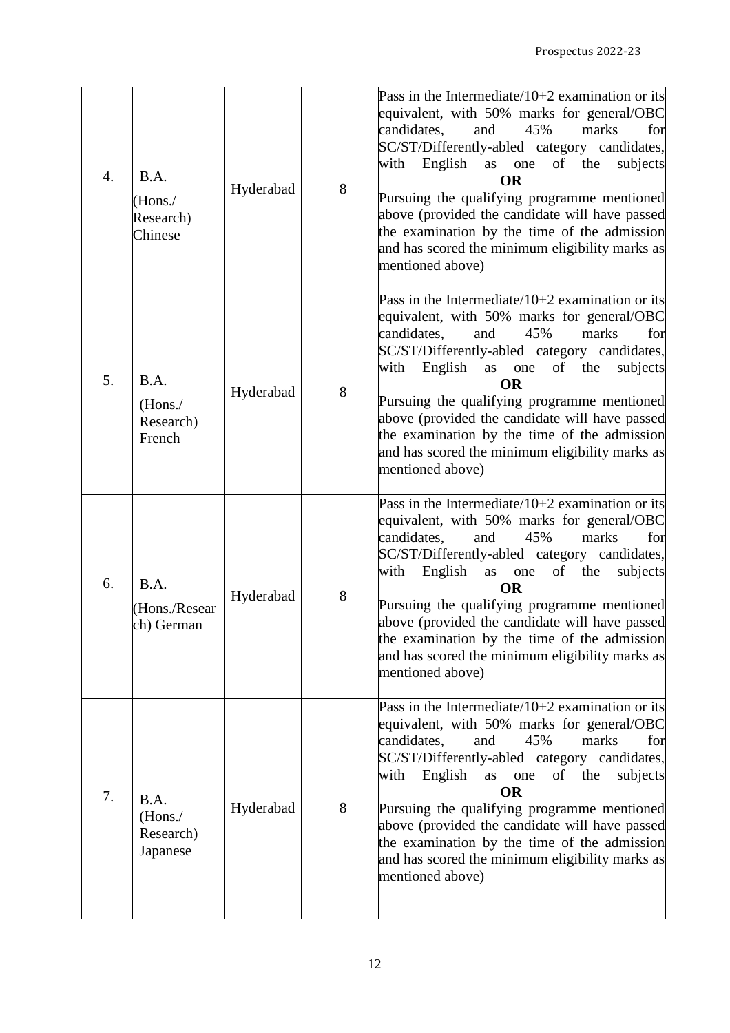| 4. | B.A. (Hons./ Research) Chinese | Hyderabad | 8 | Pass in the Intermediate/10+2 examination or its equivalent, with 50% marks for general/OBC candidates, and 45% marks for SC/ST/Differently-abled category candidates, with English as one of the subjects **OR** Pursuing the qualifying programme mentioned above (provided the candidate will have passed the examination by the time of the admission and has scored the minimum eligibility marks as mentioned above) |
|---|---|---|---|---|
| 5. | B.A. (Hons./ Research) French | Hyderabad | 8 | Pass in the Intermediate/10+2 examination or its equivalent, with 50% marks for general/OBC candidates, and 45% marks for SC/ST/Differently-abled category candidates, with English as one of the subjects **OR** Pursuing the qualifying programme mentioned above (provided the candidate will have passed the examination by the time of the admission and has scored the minimum eligibility marks as mentioned above) |
| 6. | B.A. (Hons./Research) German | Hyderabad | 8 | Pass in the Intermediate/10+2 examination or its equivalent, with 50% marks for general/OBC candidates, and 45% marks for SC/ST/Differently-abled category candidates, with English as one of the subjects **OR** Pursuing the qualifying programme mentioned above (provided the candidate will have passed the examination by the time of the admission and has scored the minimum eligibility marks as mentioned above) |
| 7. | B.A. (Hons./ Research) Japanese | Hyderabad | 8 | Pass in the Intermediate/10+2 examination or its equivalent, with 50% marks for general/OBC candidates, and 45% marks for SC/ST/Differently-abled category candidates, with English as one of the subjects **OR** Pursuing the qualifying programme mentioned above (provided the candidate will have passed the examination by the time of the admission and has scored the minimum eligibility marks as mentioned above) |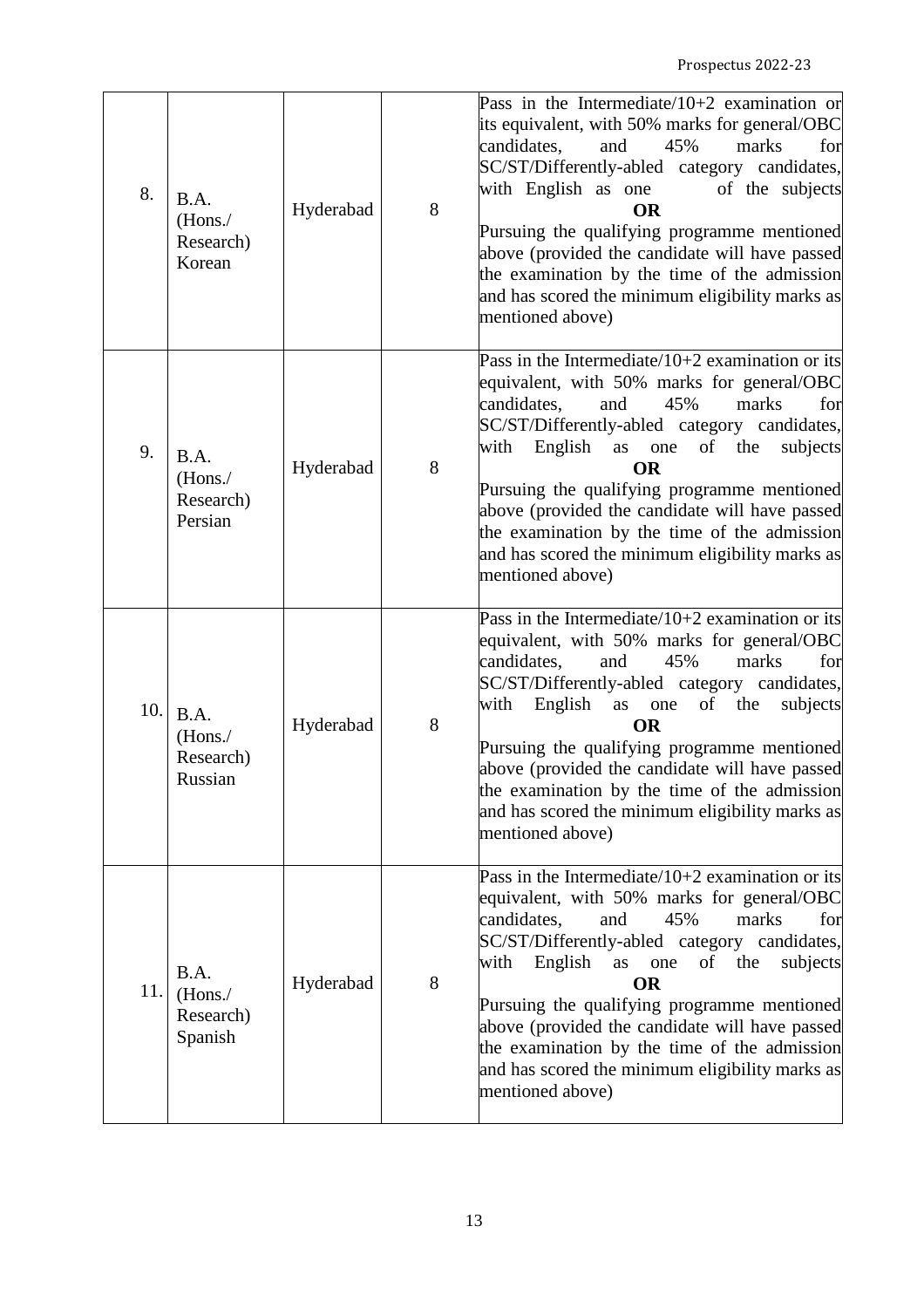| 8. | B.A. (Hons./ Research) Korean | Hyderabad | 8 | Pass in the Intermediate/10+2 examination or its equivalent, with 50% marks for general/OBC candidates, and 45% marks for SC/ST/Differently-abled category candidates, with English as one of the subjects<br>**OR**<br>Pursuing the qualifying programme mentioned above (provided the candidate will have passed the examination by the time of the admission and has scored the minimum eligibility marks as mentioned above) |
|---|---|---|---|---|
| 9. | B.A. (Hons./ Research) Persian | Hyderabad | 8 | Pass in the Intermediate/10+2 examination or its equivalent, with 50% marks for general/OBC candidates, and 45% marks for SC/ST/Differently-abled category candidates, with English as one of the subjects<br>**OR**<br>Pursuing the qualifying programme mentioned above (provided the candidate will have passed the examination by the time of the admission and has scored the minimum eligibility marks as mentioned above) |
| 10. | B.A. (Hons./ Research) Russian | Hyderabad | 8 | Pass in the Intermediate/10+2 examination or its equivalent, with 50% marks for general/OBC candidates, and 45% marks for SC/ST/Differently-abled category candidates, with English as one of the subjects<br>**OR**<br>Pursuing the qualifying programme mentioned above (provided the candidate will have passed the examination by the time of the admission and has scored the minimum eligibility marks as mentioned above) |
| 11. | B.A. (Hons./ Research) Spanish | Hyderabad | 8 | Pass in the Intermediate/10+2 examination or its equivalent, with 50% marks for general/OBC candidates, and 45% marks for SC/ST/Differently-abled category candidates, with English as one of the subjects<br>**OR**<br>Pursuing the qualifying programme mentioned above (provided the candidate will have passed the examination by the time of the admission and has scored the minimum eligibility marks as mentioned above) |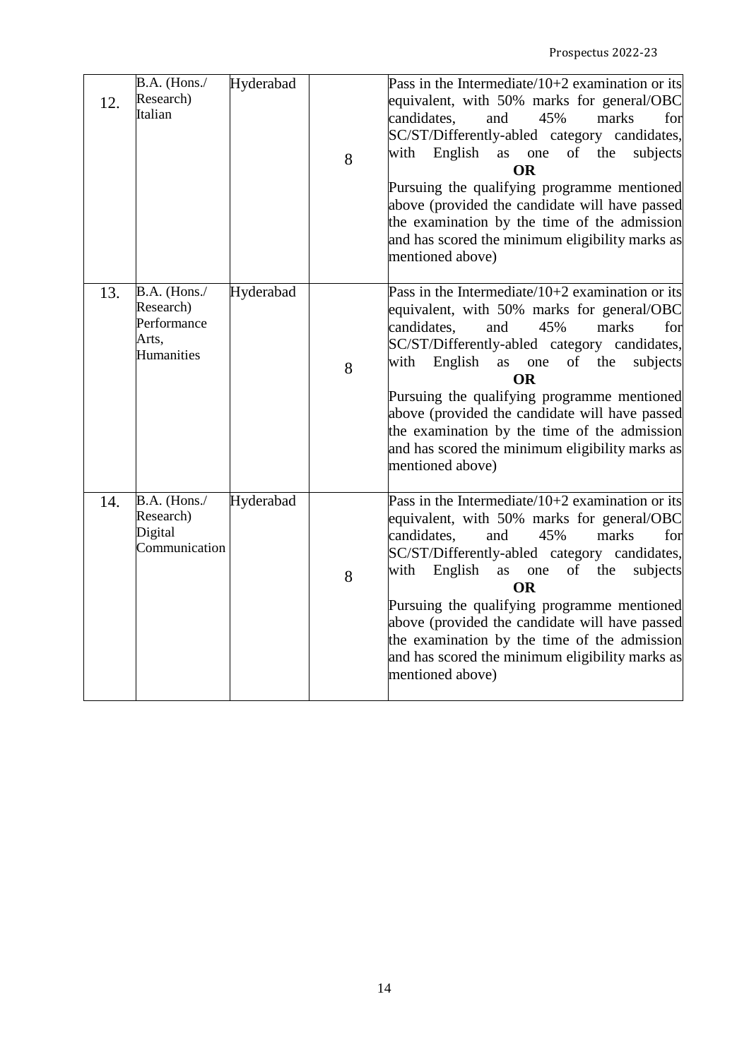| | | | | |
|---|---|---|---|---|
| 12. | B.A. (Hons./ Research) Italian | Hyderabad | 8 | Pass in the Intermediate/10+2 examination or its equivalent, with 50% marks for general/OBC candidates, and 45% marks for SC/ST/Differently-abled category candidates, with English as one of the subjects **OR** Pursuing the qualifying programme mentioned above (provided the candidate will have passed the examination by the time of the admission and has scored the minimum eligibility marks as mentioned above) |
| 13. | B.A. (Hons./ Research) Performance Arts, Humanities | Hyderabad | 8 | Pass in the Intermediate/10+2 examination or its equivalent, with 50% marks for general/OBC candidates, and 45% marks for SC/ST/Differently-abled category candidates, with English as one of the subjects **OR** Pursuing the qualifying programme mentioned above (provided the candidate will have passed the examination by the time of the admission and has scored the minimum eligibility marks as mentioned above) |
| 14. | B.A. (Hons./ Research) Digital Communication | Hyderabad | 8 | Pass in the Intermediate/10+2 examination or its equivalent, with 50% marks for general/OBC candidates, and 45% marks for SC/ST/Differently-abled category candidates, with English as one of the subjects **OR** Pursuing the qualifying programme mentioned above (provided the candidate will have passed the examination by the time of the admission and has scored the minimum eligibility marks as mentioned above) |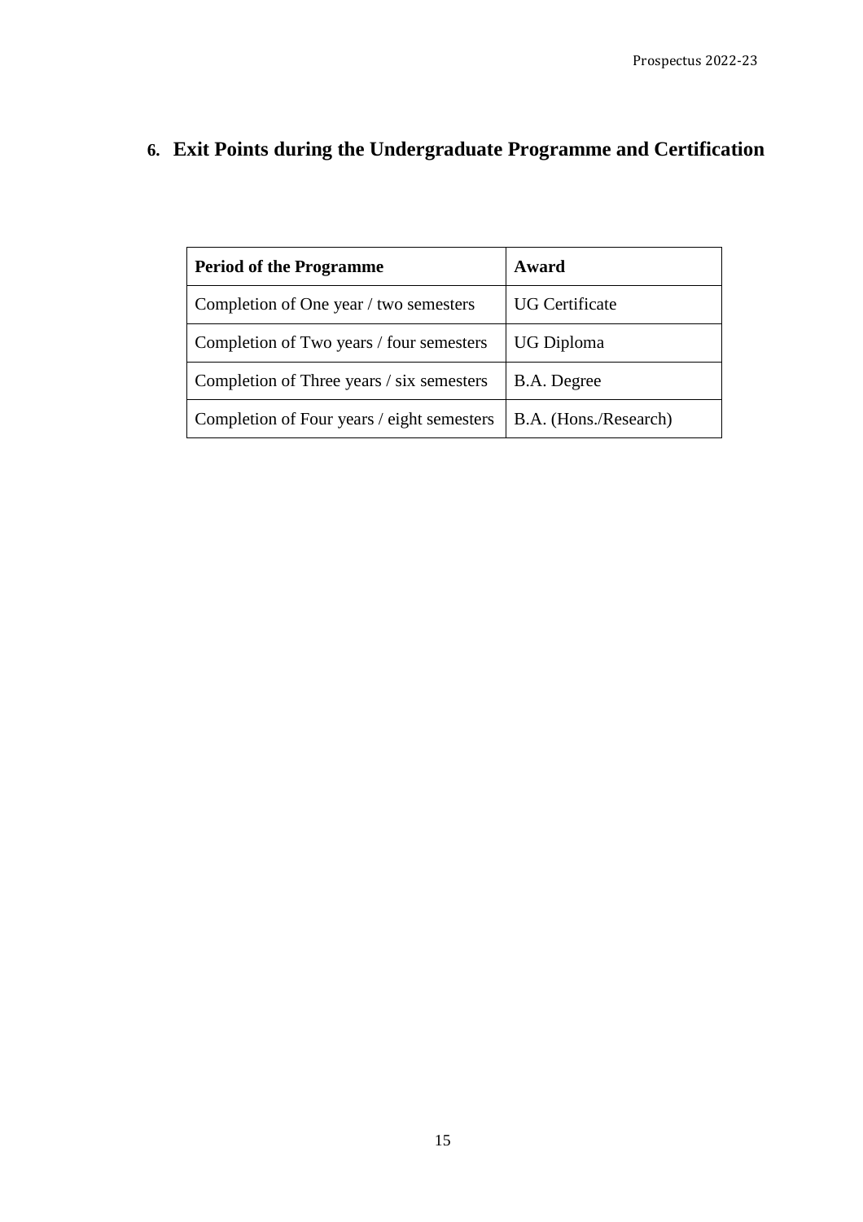## 6. Exit Points during the Undergraduate Programme and Certification

| Period of the Programme | Award |
|---|---|
| Completion of One year / two semesters | UG Certificate |
| Completion of Two years / four semesters | UG Diploma |
| Completion of Three years / six semesters | B.A. Degree |
| Completion of Four years / eight semesters | B.A. (Hons./Research) |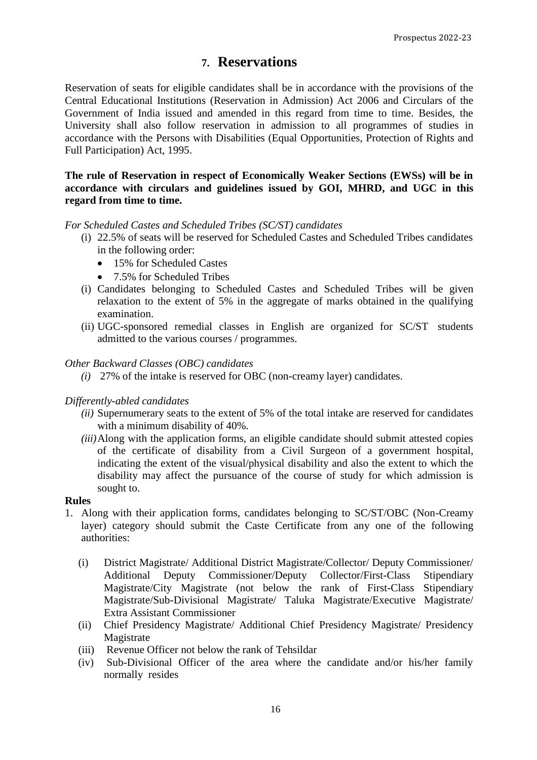# 7. Reservations

Reservation of seats for eligible candidates shall be in accordance with the provisions of the Central Educational Institutions (Reservation in Admission) Act 2006 and Circulars of the Government of India issued and amended in this regard from time to time. Besides, the University shall also follow reservation in admission to all programmes of studies in accordance with the Persons with Disabilities (Equal Opportunities, Protection of Rights and Full Participation) Act, 1995.

**The rule of Reservation in respect of Economically Weaker Sections (EWSs) will be in accordance with circulars and guidelines issued by GOI, MHRD, and UGC in this regard from time to time.**

*For Scheduled Castes and Scheduled Tribes (SC/ST) candidates*

(i) 22.5% of seats will be reserved for Scheduled Castes and Scheduled Tribes candidates in the following order:
- 15% for Scheduled Castes
- 7.5% for Scheduled Tribes

(i) Candidates belonging to Scheduled Castes and Scheduled Tribes will be given relaxation to the extent of 5% in the aggregate of marks obtained in the qualifying examination.

(ii) UGC-sponsored remedial classes in English are organized for SC/ST students admitted to the various courses / programmes.

*Other Backward Classes (OBC) candidates*

*(i)* 27% of the intake is reserved for OBC (non-creamy layer) candidates.

*Differently-abled candidates*

*(ii)* Supernumerary seats to the extent of 5% of the total intake are reserved for candidates with a minimum disability of 40%.

*(iii)* Along with the application forms, an eligible candidate should submit attested copies of the certificate of disability from a Civil Surgeon of a government hospital, indicating the extent of the visual/physical disability and also the extent to which the disability may affect the pursuance of the course of study for which admission is sought to.

**Rules**

1. Along with their application forms, candidates belonging to SC/ST/OBC (Non-Creamy layer) category should submit the Caste Certificate from any one of the following authorities:

   (i) District Magistrate/ Additional District Magistrate/Collector/ Deputy Commissioner/ Additional Deputy Commissioner/Deputy Collector/First-Class Stipendiary Magistrate/City Magistrate (not below the rank of First-Class Stipendiary Magistrate/Sub-Divisional Magistrate/ Taluka Magistrate/Executive Magistrate/ Extra Assistant Commissioner

   (ii) Chief Presidency Magistrate/ Additional Chief Presidency Magistrate/ Presidency Magistrate

   (iii) Revenue Officer not below the rank of Tehsildar

   (iv) Sub-Divisional Officer of the area where the candidate and/or his/her family normally resides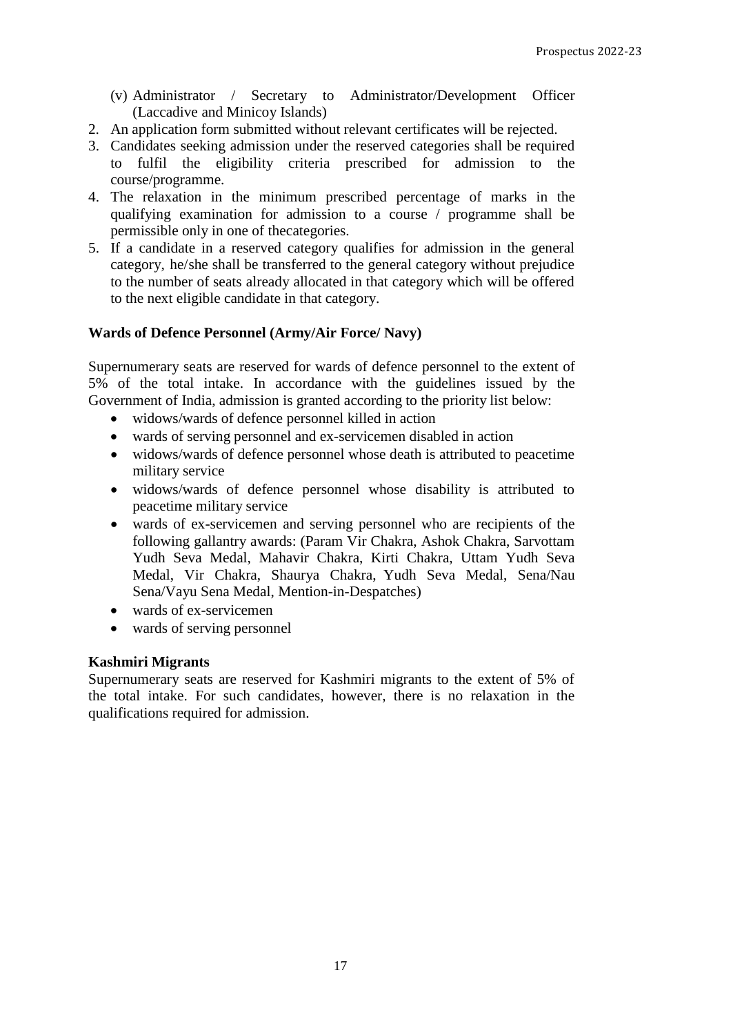(v) Administrator / Secretary to Administrator/Development Officer (Laccadive and Minicoy Islands)

2. An application form submitted without relevant certificates will be rejected.
3. Candidates seeking admission under the reserved categories shall be required to fulfil the eligibility criteria prescribed for admission to the course/programme.
4. The relaxation in the minimum prescribed percentage of marks in the qualifying examination for admission to a course / programme shall be permissible only in one of thecategories.
5. If a candidate in a reserved category qualifies for admission in the general category, he/she shall be transferred to the general category without prejudice to the number of seats already allocated in that category which will be offered to the next eligible candidate in that category.

**Wards of Defence Personnel (Army/Air Force/ Navy)**

Supernumerary seats are reserved for wards of defence personnel to the extent of 5% of the total intake. In accordance with the guidelines issued by the Government of India, admission is granted according to the priority list below:

- widows/wards of defence personnel killed in action
- wards of serving personnel and ex-servicemen disabled in action
- widows/wards of defence personnel whose death is attributed to peacetime military service
- widows/wards of defence personnel whose disability is attributed to peacetime military service
- wards of ex-servicemen and serving personnel who are recipients of the following gallantry awards: (Param Vir Chakra, Ashok Chakra, Sarvottam Yudh Seva Medal, Mahavir Chakra, Kirti Chakra, Uttam Yudh Seva Medal, Vir Chakra, Shaurya Chakra, Yudh Seva Medal, Sena/Nau Sena/Vayu Sena Medal, Mention-in-Despatches)
- wards of ex-servicemen
- wards of serving personnel

**Kashmiri Migrants**

Supernumerary seats are reserved for Kashmiri migrants to the extent of 5% of the total intake. For such candidates, however, there is no relaxation in the qualifications required for admission.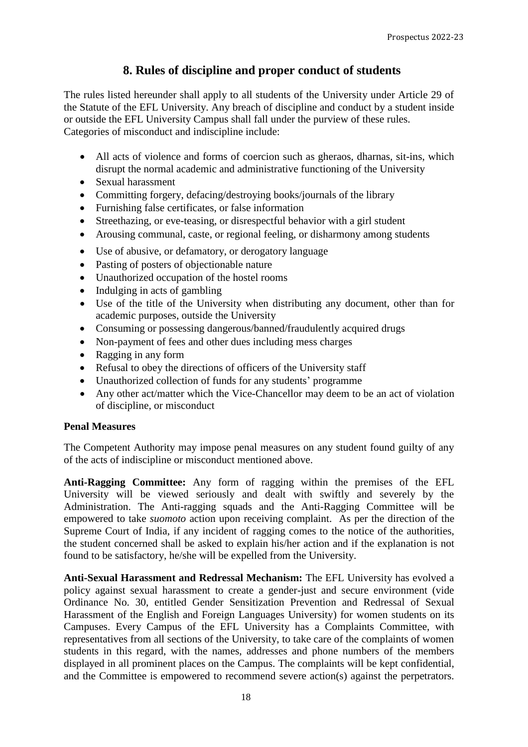## 8. Rules of discipline and proper conduct of students

The rules listed hereunder shall apply to all students of the University under Article 29 of the Statute of the EFL University. Any breach of discipline and conduct by a student inside or outside the EFL University Campus shall fall under the purview of these rules. Categories of misconduct and indiscipline include:

- All acts of violence and forms of coercion such as gheraos, dharnas, sit-ins, which disrupt the normal academic and administrative functioning of the University
- Sexual harassment
- Committing forgery, defacing/destroying books/journals of the library
- Furnishing false certificates, or false information
- Streethazing, or eve-teasing, or disrespectful behavior with a girl student
- Arousing communal, caste, or regional feeling, or disharmony among students
- Use of abusive, or defamatory, or derogatory language
- Pasting of posters of objectionable nature
- Unauthorized occupation of the hostel rooms
- Indulging in acts of gambling
- Use of the title of the University when distributing any document, other than for academic purposes, outside the University
- Consuming or possessing dangerous/banned/fraudulently acquired drugs
- Non-payment of fees and other dues including mess charges
- Ragging in any form
- Refusal to obey the directions of officers of the University staff
- Unauthorized collection of funds for any students' programme
- Any other act/matter which the Vice-Chancellor may deem to be an act of violation of discipline, or misconduct

**Penal Measures**

The Competent Authority may impose penal measures on any student found guilty of any of the acts of indiscipline or misconduct mentioned above.

**Anti-Ragging Committee:** Any form of ragging within the premises of the EFL University will be viewed seriously and dealt with swiftly and severely by the Administration. The Anti-ragging squads and the Anti-Ragging Committee will be empowered to take *suomoto* action upon receiving complaint. As per the direction of the Supreme Court of India, if any incident of ragging comes to the notice of the authorities, the student concerned shall be asked to explain his/her action and if the explanation is not found to be satisfactory, he/she will be expelled from the University.

**Anti-Sexual Harassment and Redressal Mechanism:** The EFL University has evolved a policy against sexual harassment to create a gender-just and secure environment (vide Ordinance No. 30, entitled Gender Sensitization Prevention and Redressal of Sexual Harassment of the English and Foreign Languages University) for women students on its Campuses. Every Campus of the EFL University has a Complaints Committee, with representatives from all sections of the University, to take care of the complaints of women students in this regard, with the names, addresses and phone numbers of the members displayed in all prominent places on the Campus. The complaints will be kept confidential, and the Committee is empowered to recommend severe action(s) against the perpetrators.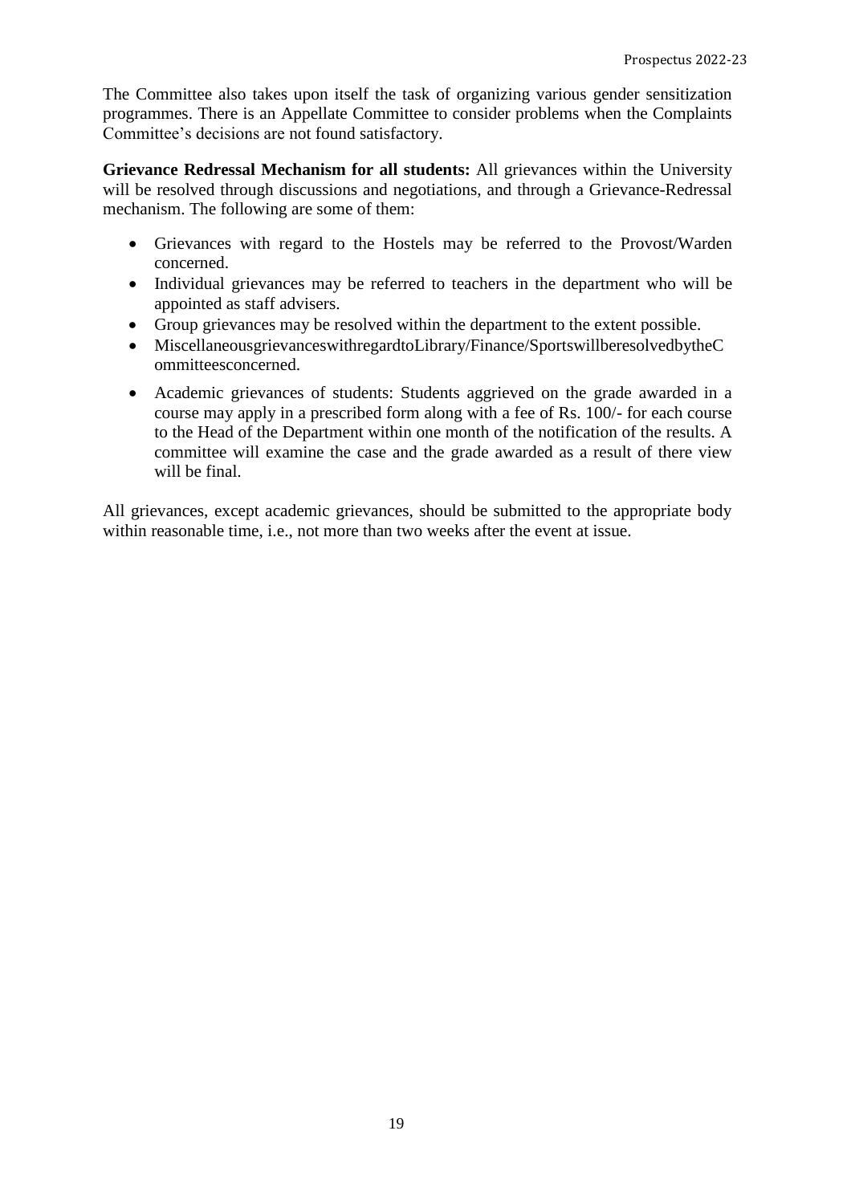The Committee also takes upon itself the task of organizing various gender sensitization programmes. There is an Appellate Committee to consider problems when the Complaints Committee's decisions are not found satisfactory.

**Grievance Redressal Mechanism for all students:** All grievances within the University will be resolved through discussions and negotiations, and through a Grievance-Redressal mechanism. The following are some of them:

- Grievances with regard to the Hostels may be referred to the Provost/Warden concerned.
- Individual grievances may be referred to teachers in the department who will be appointed as staff advisers.
- Group grievances may be resolved within the department to the extent possible.
- MiscellaneousgrievanceswithregardtoLibrary/Finance/SportswillberesolvedbytheCommitteesconcerned.
- Academic grievances of students: Students aggrieved on the grade awarded in a course may apply in a prescribed form along with a fee of Rs. 100/- for each course to the Head of the Department within one month of the notification of the results. A committee will examine the case and the grade awarded as a result of there view will be final.

All grievances, except academic grievances, should be submitted to the appropriate body within reasonable time, i.e., not more than two weeks after the event at issue.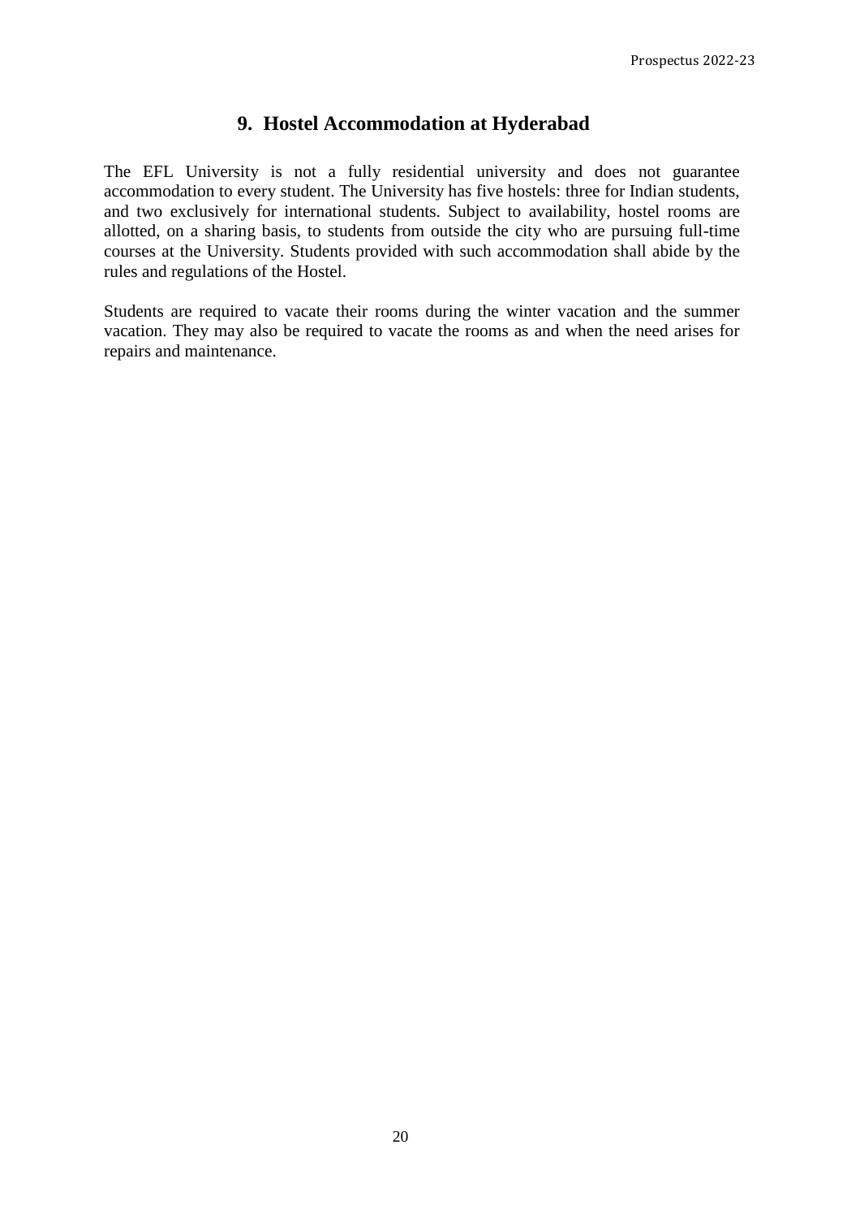## 9. Hostel Accommodation at Hyderabad

The EFL University is not a fully residential university and does not guarantee accommodation to every student. The University has five hostels: three for Indian students, and two exclusively for international students. Subject to availability, hostel rooms are allotted, on a sharing basis, to students from outside the city who are pursuing full-time courses at the University. Students provided with such accommodation shall abide by the rules and regulations of the Hostel.

Students are required to vacate their rooms during the winter vacation and the summer vacation. They may also be required to vacate the rooms as and when the need arises for repairs and maintenance.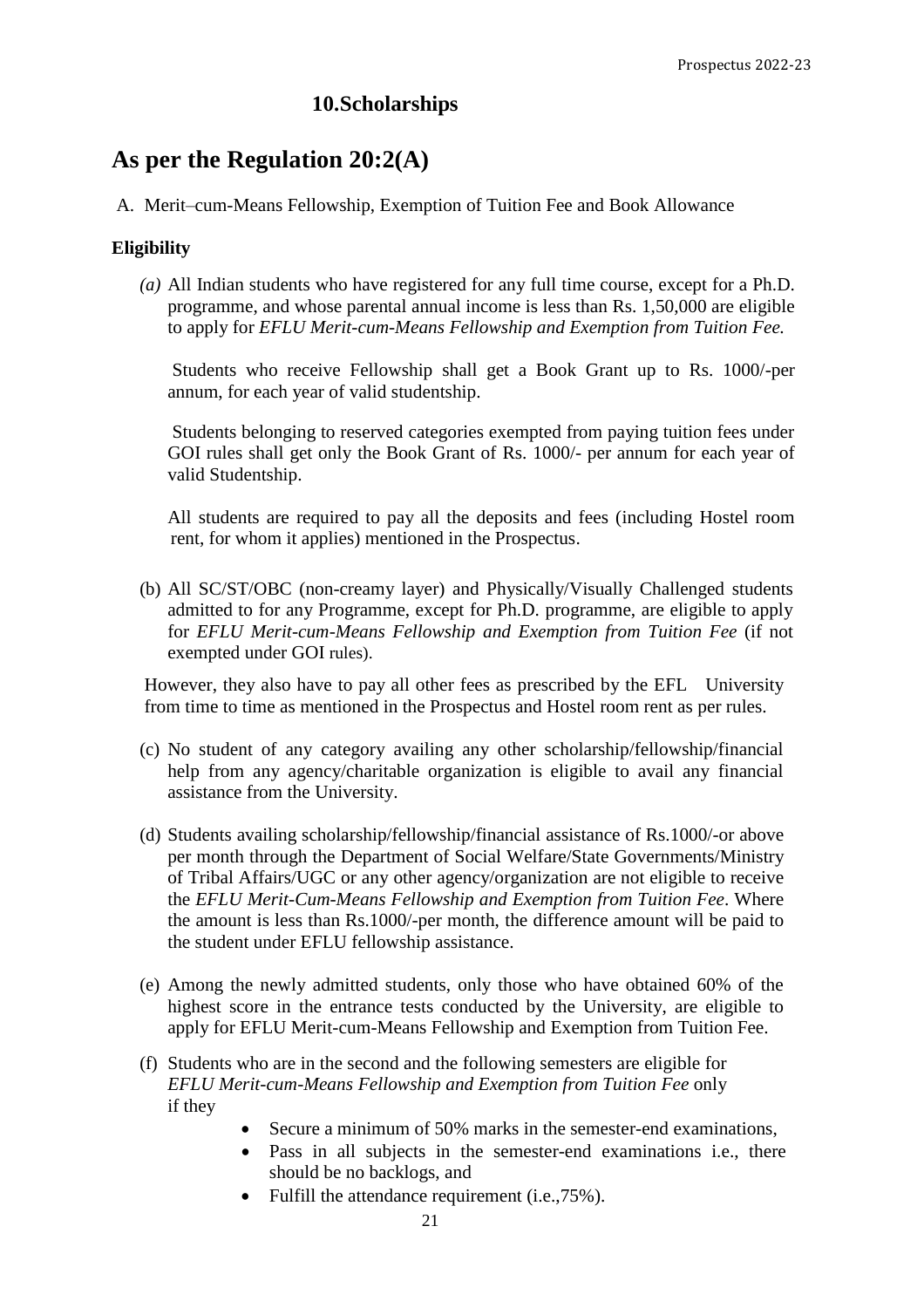## 10.Scholarships

# As per the Regulation 20:2(A)

A. Merit–cum-Means Fellowship, Exemption of Tuition Fee and Book Allowance

**Eligibility**

*(a)* All Indian students who have registered for any full time course, except for a Ph.D. programme, and whose parental annual income is less than Rs. 1,50,000 are eligible to apply for *EFLU Merit-cum-Means Fellowship and Exemption from Tuition Fee.*

Students who receive Fellowship shall get a Book Grant up to Rs. 1000/-per annum, for each year of valid studentship.

Students belonging to reserved categories exempted from paying tuition fees under GOI rules shall get only the Book Grant of Rs. 1000/- per annum for each year of valid Studentship.

All students are required to pay all the deposits and fees (including Hostel room rent, for whom it applies) mentioned in the Prospectus.

(b) All SC/ST/OBC (non-creamy layer) and Physically/Visually Challenged students admitted to for any Programme, except for Ph.D. programme, are eligible to apply for *EFLU Merit-cum-Means Fellowship and Exemption from Tuition Fee* (if not exempted under GOI rules).

However, they also have to pay all other fees as prescribed by the EFL University from time to time as mentioned in the Prospectus and Hostel room rent as per rules.

(c) No student of any category availing any other scholarship/fellowship/financial help from any agency/charitable organization is eligible to avail any financial assistance from the University.

(d) Students availing scholarship/fellowship/financial assistance of Rs.1000/-or above per month through the Department of Social Welfare/State Governments/Ministry of Tribal Affairs/UGC or any other agency/organization are not eligible to receive the *EFLU Merit-Cum-Means Fellowship and Exemption from Tuition Fee*. Where the amount is less than Rs.1000/-per month, the difference amount will be paid to the student under EFLU fellowship assistance.

(e) Among the newly admitted students, only those who have obtained 60% of the highest score in the entrance tests conducted by the University, are eligible to apply for EFLU Merit-cum-Means Fellowship and Exemption from Tuition Fee.

(f) Students who are in the second and the following semesters are eligible for *EFLU Merit-cum-Means Fellowship and Exemption from Tuition Fee* only if they

- Secure a minimum of 50% marks in the semester-end examinations,
- Pass in all subjects in the semester-end examinations i.e., there should be no backlogs, and
- Fulfill the attendance requirement (i.e.,75%).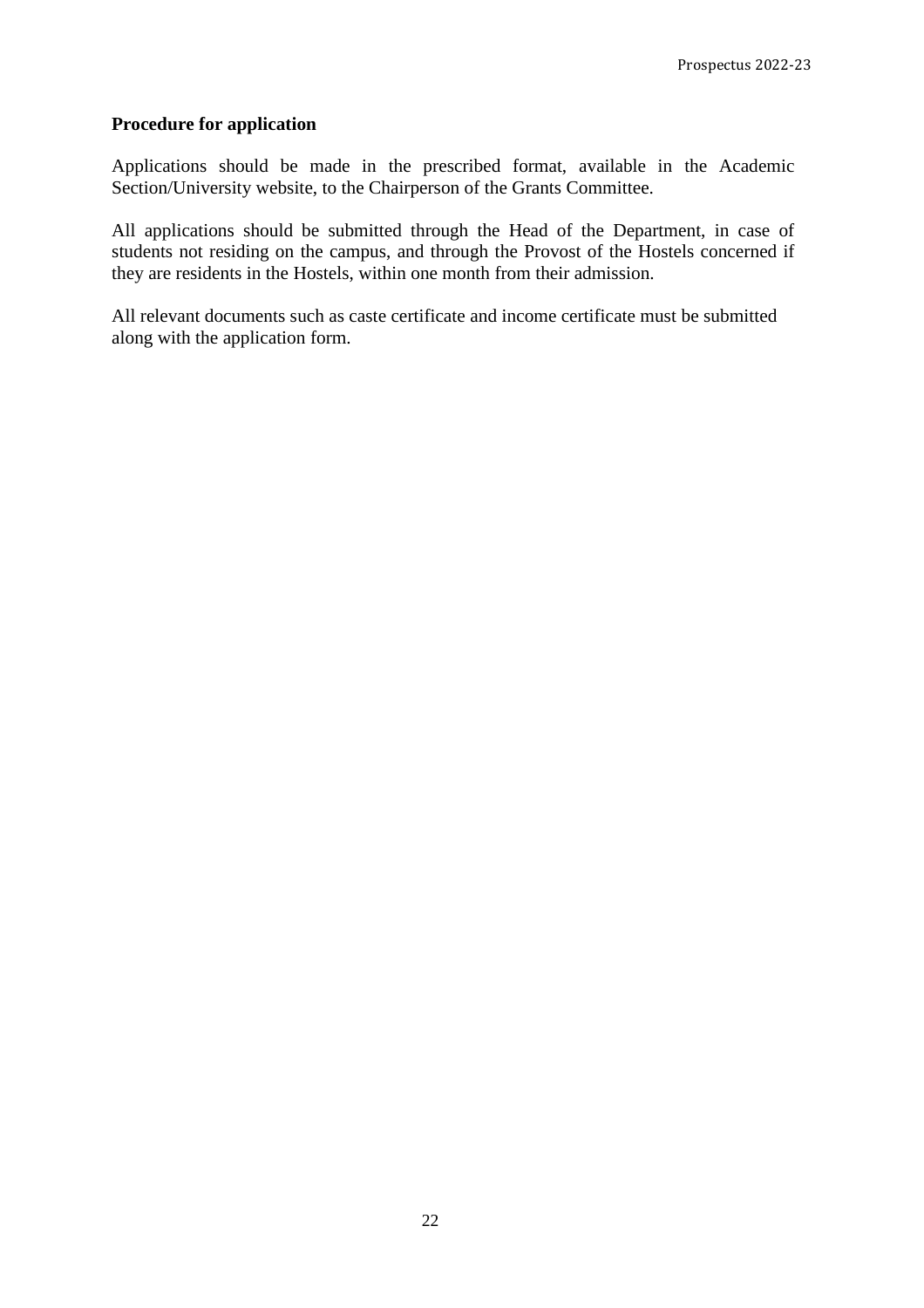**Procedure for application**

Applications should be made in the prescribed format, available in the Academic Section/University website, to the Chairperson of the Grants Committee.

All applications should be submitted through the Head of the Department, in case of students not residing on the campus, and through the Provost of the Hostels concerned if they are residents in the Hostels, within one month from their admission.

All relevant documents such as caste certificate and income certificate must be submitted along with the application form.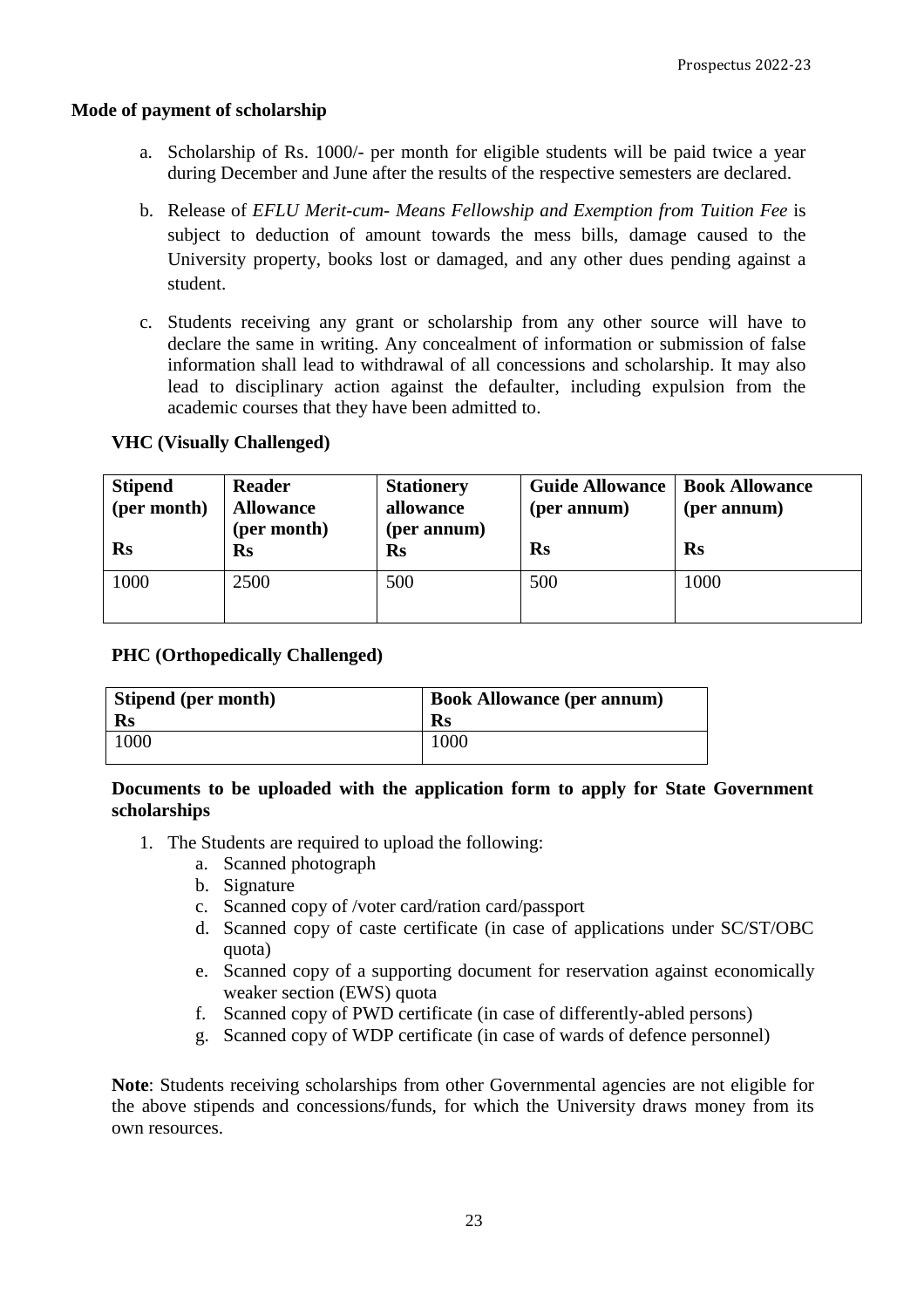**Mode of payment of scholarship**

a. Scholarship of Rs. 1000/- per month for eligible students will be paid twice a year during December and June after the results of the respective semesters are declared.

b. Release of *EFLU Merit-cum- Means Fellowship and Exemption from Tuition Fee* is subject to deduction of amount towards the mess bills, damage caused to the University property, books lost or damaged, and any other dues pending against a student.

c. Students receiving any grant or scholarship from any other source will have to declare the same in writing. Any concealment of information or submission of false information shall lead to withdrawal of all concessions and scholarship. It may also lead to disciplinary action against the defaulter, including expulsion from the academic courses that they have been admitted to.

**VHC (Visually Challenged)**

| Stipend (per month) Rs | Reader Allowance (per month) Rs | Stationery allowance (per annum) Rs | Guide Allowance (per annum) Rs | Book Allowance (per annum) Rs |
|---|---|---|---|---|
| 1000 | 2500 | 500 | 500 | 1000 |

**PHC (Orthopedically Challenged)**

| Stipend (per month) Rs | Book Allowance (per annum) Rs |
|---|---|
| 1000 | 1000 |

**Documents to be uploaded with the application form to apply for State Government scholarships**

1. The Students are required to upload the following:
   a. Scanned photograph
   b. Signature
   c. Scanned copy of /voter card/ration card/passport
   d. Scanned copy of caste certificate (in case of applications under SC/ST/OBC quota)
   e. Scanned copy of a supporting document for reservation against economically weaker section (EWS) quota
   f. Scanned copy of PWD certificate (in case of differently-abled persons)
   g. Scanned copy of WDP certificate (in case of wards of defence personnel)

**Note**: Students receiving scholarships from other Governmental agencies are not eligible for the above stipends and concessions/funds, for which the University draws money from its own resources.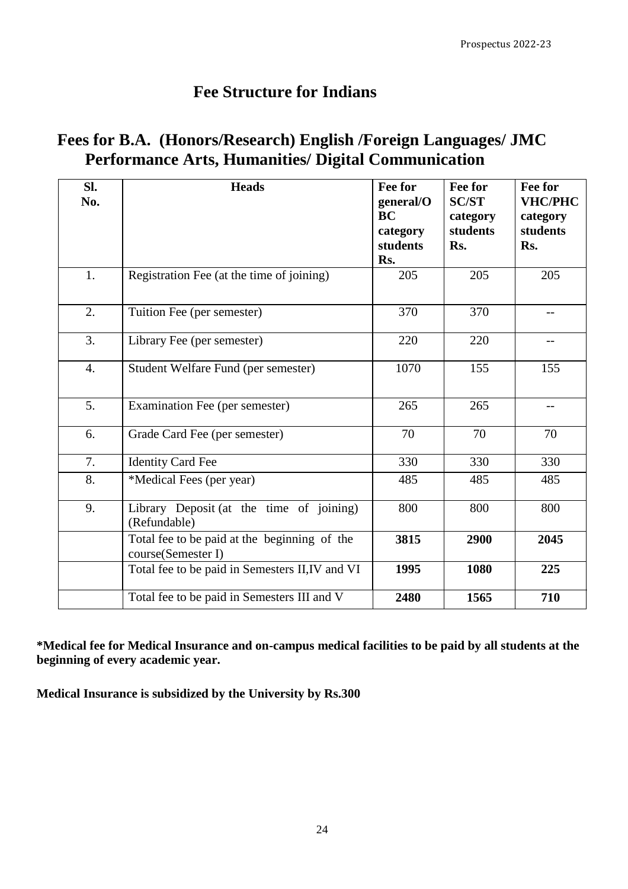## Fee Structure for Indians

## Fees for B.A. (Honors/Research) English /Foreign Languages/ JMC Performance Arts, Humanities/ Digital Communication

| Sl. No. | Heads | Fee for general/OBC category students Rs. | Fee for SC/ST category students Rs. | Fee for VHC/PHC category students Rs. |
|---|---|---|---|---|
| 1. | Registration Fee (at the time of joining) | 205 | 205 | 205 |
| 2. | Tuition Fee (per semester) | 370 | 370 | -- |
| 3. | Library Fee (per semester) | 220 | 220 | -- |
| 4. | Student Welfare Fund (per semester) | 1070 | 155 | 155 |
| 5. | Examination Fee (per semester) | 265 | 265 | -- |
| 6. | Grade Card Fee (per semester) | 70 | 70 | 70 |
| 7. | Identity Card Fee | 330 | 330 | 330 |
| 8. | *Medical Fees (per year) | 485 | 485 | 485 |
| 9. | Library Deposit (at the time of joining) (Refundable) | 800 | 800 | 800 |
| | Total fee to be paid at the beginning of the course(Semester I) | **3815** | **2900** | **2045** |
| | Total fee to be paid in Semesters II,IV and VI | **1995** | **1080** | **225** |
| | Total fee to be paid in Semesters III and V | **2480** | **1565** | **710** |

**\*Medical fee for Medical Insurance and on-campus medical facilities to be paid by all students at the beginning of every academic year.**

**Medical Insurance is subsidized by the University by Rs.300**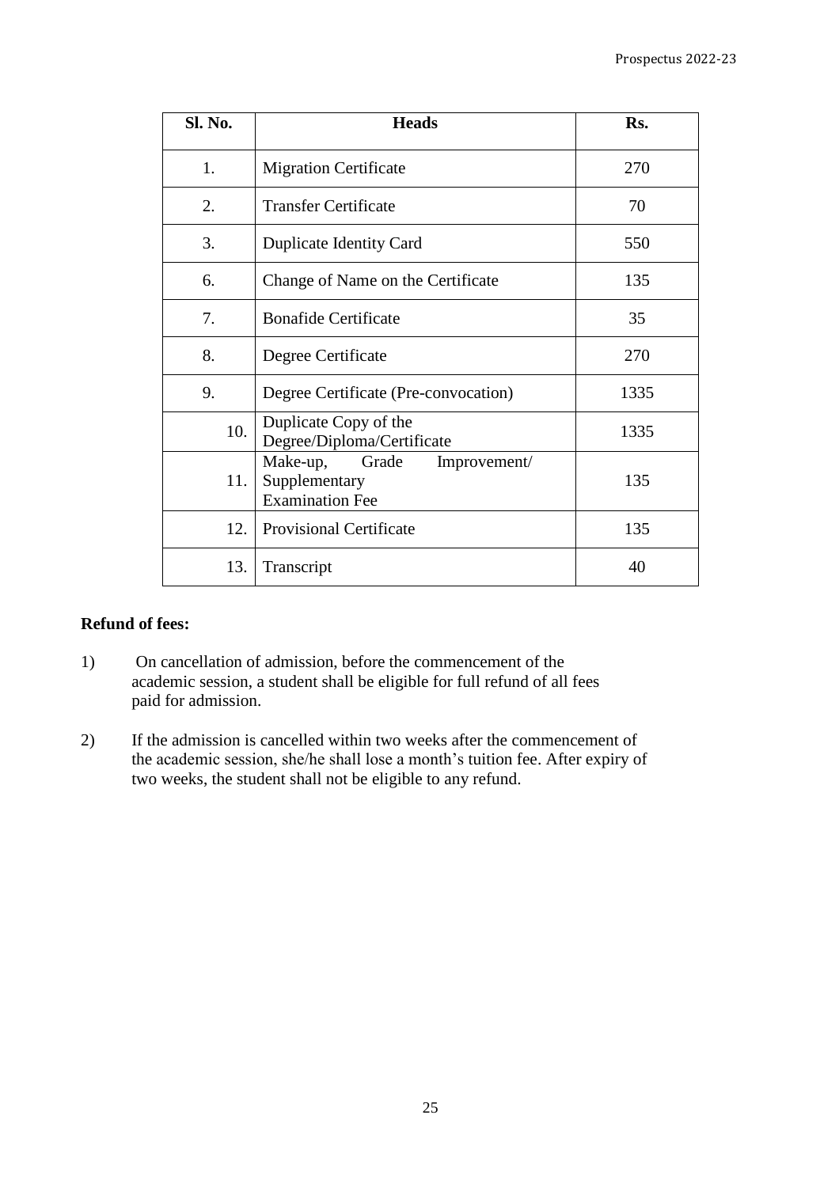| Sl. No. | Heads | Rs. |
|---|---|---|
| 1. | Migration Certificate | 270 |
| 2. | Transfer Certificate | 70 |
| 3. | Duplicate Identity Card | 550 |
| 6. | Change of Name on the Certificate | 135 |
| 7. | Bonafide Certificate | 35 |
| 8. | Degree Certificate | 270 |
| 9. | Degree Certificate (Pre-convocation) | 1335 |
| 10. | Duplicate Copy of the Degree/Diploma/Certificate | 1335 |
| 11. | Make-up, Grade Improvement/ Supplementary Examination Fee | 135 |
| 12. | Provisional Certificate | 135 |
| 13. | Transcript | 40 |

**Refund of fees:**

1) On cancellation of admission, before the commencement of the academic session, a student shall be eligible for full refund of all fees paid for admission.

2) If the admission is cancelled within two weeks after the commencement of the academic session, she/he shall lose a month's tuition fee. After expiry of two weeks, the student shall not be eligible to any refund.